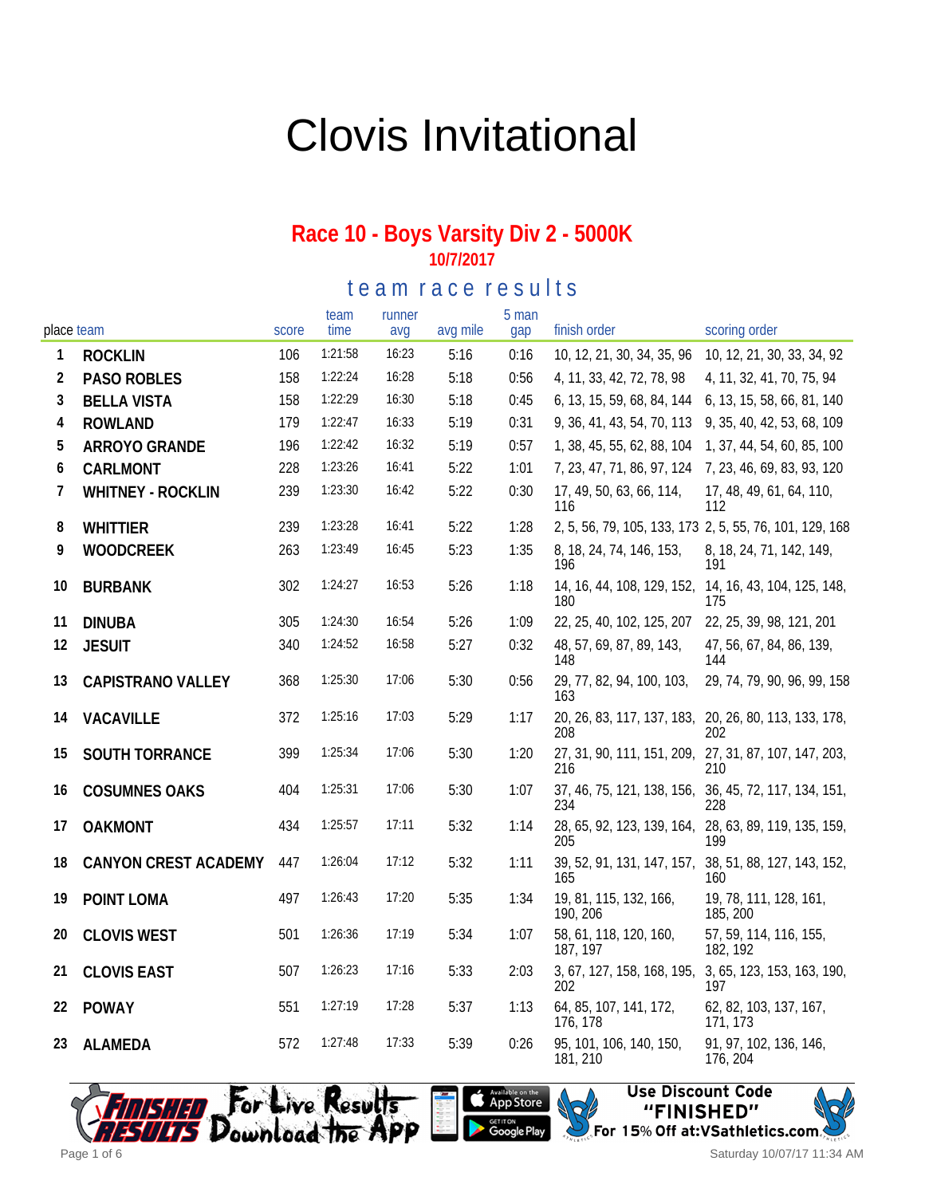# Clovis Invitational

## Race 10 - Boys Varsity Div 2 - 5000K

**10/7/2017**

### team race results

| place | team | score | team time | runner avg | avg mile | 5 man gap | finish order | scoring order |
|---|---|---|---|---|---|---|---|---|
| 1 | ROCKLIN | 106 | 1:21:58 | 16:23 | 5:16 | 0:16 | 10, 12, 21, 30, 34, 35, 96 | 10, 12, 21, 30, 33, 34, 92 |
| 2 | PASO ROBLES | 158 | 1:22:24 | 16:28 | 5:18 | 0:56 | 4, 11, 33, 42, 72, 78, 98 | 4, 11, 32, 41, 70, 75, 94 |
| 3 | BELLA VISTA | 158 | 1:22:29 | 16:30 | 5:18 | 0:45 | 6, 13, 15, 59, 68, 84, 144 | 6, 13, 15, 58, 66, 81, 140 |
| 4 | ROWLAND | 179 | 1:22:47 | 16:33 | 5:19 | 0:31 | 9, 36, 41, 43, 54, 70, 113 | 9, 35, 40, 42, 53, 68, 109 |
| 5 | ARROYO GRANDE | 196 | 1:22:42 | 16:32 | 5:19 | 0:57 | 1, 38, 45, 55, 62, 88, 104 | 1, 37, 44, 54, 60, 85, 100 |
| 6 | CARLMONT | 228 | 1:23:26 | 16:41 | 5:22 | 1:01 | 7, 23, 47, 71, 86, 97, 124 | 7, 23, 46, 69, 83, 93, 120 |
| 7 | WHITNEY - ROCKLIN | 239 | 1:23:30 | 16:42 | 5:22 | 0:30 | 17, 49, 50, 63, 66, 114, 116 | 17, 48, 49, 61, 64, 110, 112 |
| 8 | WHITTIER | 239 | 1:23:28 | 16:41 | 5:22 | 1:28 | 2, 5, 56, 79, 105, 133, 173 | 2, 5, 55, 76, 101, 129, 168 |
| 9 | WOODCREEK | 263 | 1:23:49 | 16:45 | 5:23 | 1:35 | 8, 18, 24, 74, 146, 153, 196 | 8, 18, 24, 71, 142, 149, 191 |
| 10 | BURBANK | 302 | 1:24:27 | 16:53 | 5:26 | 1:18 | 14, 16, 44, 108, 129, 152, 180 | 14, 16, 43, 104, 125, 148, 175 |
| 11 | DINUBA | 305 | 1:24:30 | 16:54 | 5:26 | 1:09 | 22, 25, 40, 102, 125, 207 | 22, 25, 39, 98, 121, 201 |
| 12 | JESUIT | 340 | 1:24:52 | 16:58 | 5:27 | 0:32 | 48, 57, 69, 87, 89, 143, 148 | 47, 56, 67, 84, 86, 139, 144 |
| 13 | CAPISTRANO VALLEY | 368 | 1:25:30 | 17:06 | 5:30 | 0:56 | 29, 77, 82, 94, 100, 103, 163 | 29, 74, 79, 90, 96, 99, 158 |
| 14 | VACAVILLE | 372 | 1:25:16 | 17:03 | 5:29 | 1:17 | 20, 26, 83, 117, 137, 183, 208 | 20, 26, 80, 113, 133, 178, 202 |
| 15 | SOUTH TORRANCE | 399 | 1:25:34 | 17:06 | 5:30 | 1:20 | 27, 31, 90, 111, 151, 209, 216 | 27, 31, 87, 107, 147, 203, 210 |
| 16 | COSUMNES OAKS | 404 | 1:25:31 | 17:06 | 5:30 | 1:07 | 37, 46, 75, 121, 138, 156, 234 | 36, 45, 72, 117, 134, 151, 228 |
| 17 | OAKMONT | 434 | 1:25:57 | 17:11 | 5:32 | 1:14 | 28, 65, 92, 123, 139, 164, 205 | 28, 63, 89, 119, 135, 159, 199 |
| 18 | CANYON CREST ACADEMY | 447 | 1:26:04 | 17:12 | 5:32 | 1:11 | 39, 52, 91, 131, 147, 157, 165 | 38, 51, 88, 127, 143, 152, 160 |
| 19 | POINT LOMA | 497 | 1:26:43 | 17:20 | 5:35 | 1:34 | 19, 81, 115, 132, 166, 190, 206 | 19, 78, 111, 128, 161, 185, 200 |
| 20 | CLOVIS WEST | 501 | 1:26:36 | 17:19 | 5:34 | 1:07 | 58, 61, 118, 120, 160, 187, 197 | 57, 59, 114, 116, 155, 182, 192 |
| 21 | CLOVIS EAST | 507 | 1:26:23 | 17:16 | 5:33 | 2:03 | 3, 67, 127, 158, 168, 195, 202 | 3, 65, 123, 153, 163, 190, 197 |
| 22 | POWAY | 551 | 1:27:19 | 17:28 | 5:37 | 1:13 | 64, 85, 107, 141, 172, 176, 178 | 62, 82, 103, 137, 167, 171, 173 |
| 23 | ALAMEDA | 572 | 1:27:48 | 17:33 | 5:39 | 0:26 | 95, 101, 106, 140, 150, 181, 210 | 91, 97, 102, 136, 146, 176, 204 |

For Live Results Download the App

Use Discount Code "FINISHED" For 15% Off at:VSathletics.com

Saturday 10/07/17 11:34 AM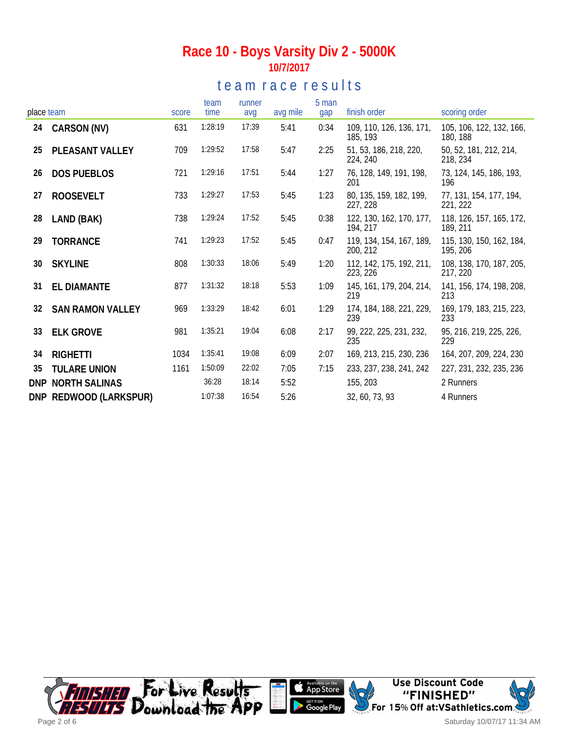# Race 10 - Boys Varsity Div 2 - 5000K

**10/7/2017**

## team race results

| place | team | score | team time | runner avg | avg mile | 5 man gap | finish order | scoring order |
|---|---|---|---|---|---|---|---|---|
| 24 | CARSON (NV) | 631 | 1:28:19 | 17:39 | 5:41 | 0:34 | 109, 110, 126, 136, 171, 185, 193 | 105, 106, 122, 132, 166, 180, 188 |
| 25 | PLEASANT VALLEY | 709 | 1:29:52 | 17:58 | 5:47 | 2:25 | 51, 53, 186, 218, 220, 224, 240 | 50, 52, 181, 212, 214, 218, 234 |
| 26 | DOS PUEBLOS | 721 | 1:29:16 | 17:51 | 5:44 | 1:27 | 76, 128, 149, 191, 198, 201 | 73, 124, 145, 186, 193, 196 |
| 27 | ROOSEVELT | 733 | 1:29:27 | 17:53 | 5:45 | 1:23 | 80, 135, 159, 182, 199, 227, 228 | 77, 131, 154, 177, 194, 221, 222 |
| 28 | LAND (BAK) | 738 | 1:29:24 | 17:52 | 5:45 | 0:38 | 122, 130, 162, 170, 177, 194, 217 | 118, 126, 157, 165, 172, 189, 211 |
| 29 | TORRANCE | 741 | 1:29:23 | 17:52 | 5:45 | 0:47 | 119, 134, 154, 167, 189, 200, 212 | 115, 130, 150, 162, 184, 195, 206 |
| 30 | SKYLINE | 808 | 1:30:33 | 18:06 | 5:49 | 1:20 | 112, 142, 175, 192, 211, 223, 226 | 108, 138, 170, 187, 205, 217, 220 |
| 31 | EL DIAMANTE | 877 | 1:31:32 | 18:18 | 5:53 | 1:09 | 145, 161, 179, 204, 214, 219 | 141, 156, 174, 198, 208, 213 |
| 32 | SAN RAMON VALLEY | 969 | 1:33:29 | 18:42 | 6:01 | 1:29 | 174, 184, 188, 221, 229, 239 | 169, 179, 183, 215, 223, 233 |
| 33 | ELK GROVE | 981 | 1:35:21 | 19:04 | 6:08 | 2:17 | 99, 222, 225, 231, 232, 235 | 95, 216, 219, 225, 226, 229 |
| 34 | RIGHETTI | 1034 | 1:35:41 | 19:08 | 6:09 | 2:07 | 169, 213, 215, 230, 236 | 164, 207, 209, 224, 230 |
| 35 | TULARE UNION | 1161 | 1:50:09 | 22:02 | 7:05 | 7:15 | 233, 237, 238, 241, 242 | 227, 231, 232, 235, 236 |
| DNP | NORTH SALINAS | | 36:28 | 18:14 | 5:52 | | 155, 203 | 2 Runners |
| DNP | REDWOOD (LARKSPUR) | | 1:07:38 | 16:54 | 5:26 | | 32, 60, 73, 93 | 4 Runners |

FINISHED RESULTS For Live Results Download the App — Available on the App Store — GET IT ON Google Play

Use Discount Code "FINISHED" For 15% Off at:VSathletics.com

Saturday 10/07/17 11:34 AM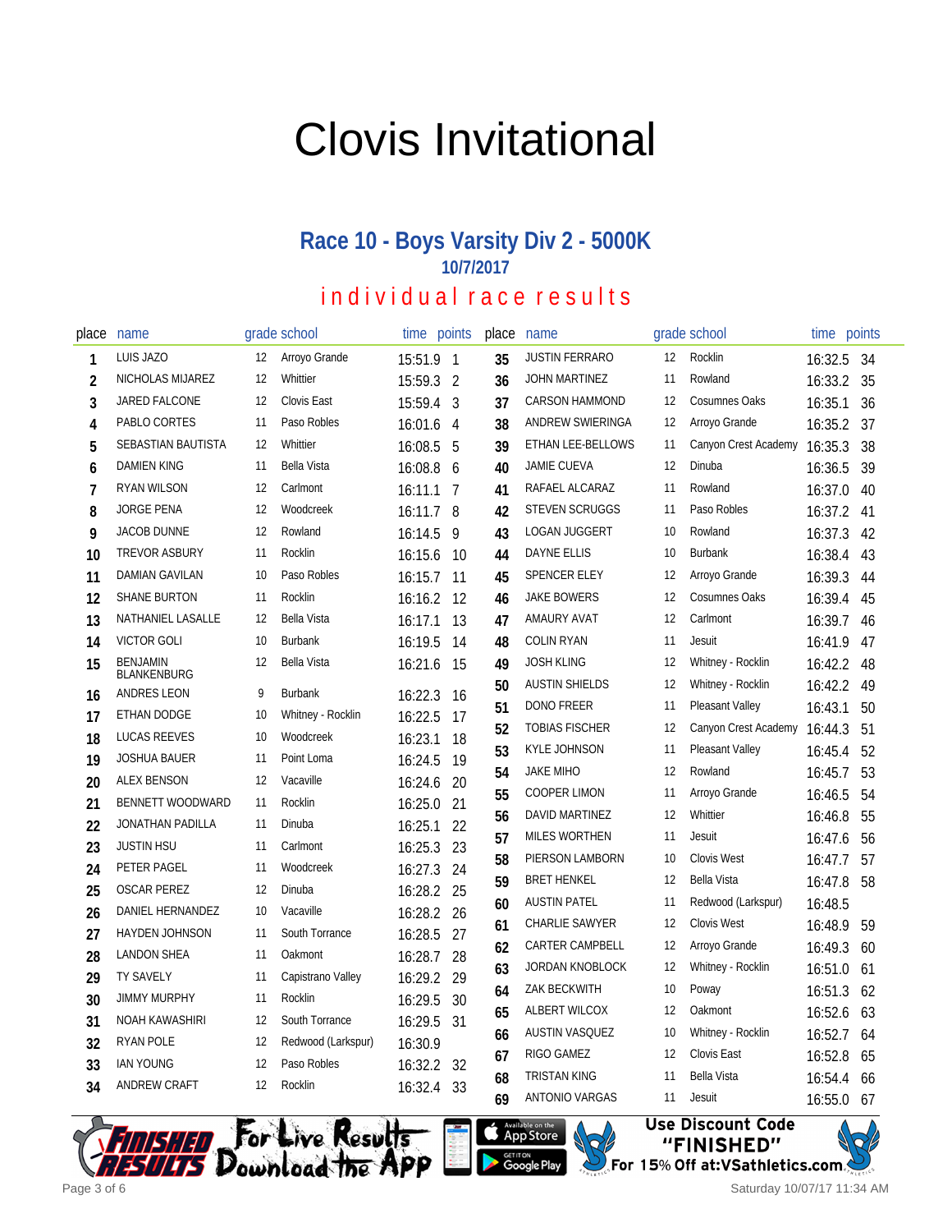# Clovis Invitational

## Race 10 - Boys Varsity Div 2 - 5000K

### 10/7/2017

### individual race results

| place | name | grade | school | time | points |
|---|---|---|---|---|---|
| 1 | LUIS JAZO | 12 | Arroyo Grande | 15:51.9 | 1 |
| 2 | NICHOLAS MIJAREZ | 12 | Whittier | 15:59.3 | 2 |
| 3 | JARED FALCONE | 12 | Clovis East | 15:59.4 | 3 |
| 4 | PABLO CORTES | 11 | Paso Robles | 16:01.6 | 4 |
| 5 | SEBASTIAN BAUTISTA | 12 | Whittier | 16:08.5 | 5 |
| 6 | DAMIEN KING | 11 | Bella Vista | 16:08.8 | 6 |
| 7 | RYAN WILSON | 12 | Carlmont | 16:11.1 | 7 |
| 8 | JORGE PENA | 12 | Woodcreek | 16:11.7 | 8 |
| 9 | JACOB DUNNE | 12 | Rowland | 16:14.5 | 9 |
| 10 | TREVOR ASBURY | 11 | Rocklin | 16:15.6 | 10 |
| 11 | DAMIAN GAVILAN | 10 | Paso Robles | 16:15.7 | 11 |
| 12 | SHANE BURTON | 11 | Rocklin | 16:16.2 | 12 |
| 13 | NATHANIEL LASALLE | 12 | Bella Vista | 16:17.1 | 13 |
| 14 | VICTOR GOLI | 10 | Burbank | 16:19.5 | 14 |
| 15 | BENJAMIN BLANKENBURG | 12 | Bella Vista | 16:21.6 | 15 |
| 16 | ANDRES LEON | 9 | Burbank | 16:22.3 | 16 |
| 17 | ETHAN DODGE | 10 | Whitney - Rocklin | 16:22.5 | 17 |
| 18 | LUCAS REEVES | 10 | Woodcreek | 16:23.1 | 18 |
| 19 | JOSHUA BAUER | 11 | Point Loma | 16:24.5 | 19 |
| 20 | ALEX BENSON | 12 | Vacaville | 16:24.6 | 20 |
| 21 | BENNETT WOODWARD | 11 | Rocklin | 16:25.0 | 21 |
| 22 | JONATHAN PADILLA | 11 | Dinuba | 16:25.1 | 22 |
| 23 | JUSTIN HSU | 11 | Carlmont | 16:25.3 | 23 |
| 24 | PETER PAGEL | 11 | Woodcreek | 16:27.3 | 24 |
| 25 | OSCAR PEREZ | 12 | Dinuba | 16:28.2 | 25 |
| 26 | DANIEL HERNANDEZ | 10 | Vacaville | 16:28.2 | 26 |
| 27 | HAYDEN JOHNSON | 11 | South Torrance | 16:28.5 | 27 |
| 28 | LANDON SHEA | 11 | Oakmont | 16:28.7 | 28 |
| 29 | TY SAVELY | 11 | Capistrano Valley | 16:29.2 | 29 |
| 30 | JIMMY MURPHY | 11 | Rocklin | 16:29.5 | 30 |
| 31 | NOAH KAWASHIRI | 12 | South Torrance | 16:29.5 | 31 |
| 32 | RYAN POLE | 12 | Redwood (Larkspur) | 16:30.9 | |
| 33 | IAN YOUNG | 12 | Paso Robles | 16:32.2 | 32 |
| 34 | ANDREW CRAFT | 12 | Rocklin | 16:32.4 | 33 |
| 35 | JUSTIN FERRARO | 12 | Rocklin | 16:32.5 | 34 |
| 36 | JOHN MARTINEZ | 11 | Rowland | 16:33.2 | 35 |
| 37 | CARSON HAMMOND | 12 | Cosumnes Oaks | 16:35.1 | 36 |
| 38 | ANDREW SWIERINGA | 12 | Arroyo Grande | 16:35.2 | 37 |
| 39 | ETHAN LEE-BELLOWS | 11 | Canyon Crest Academy | 16:35.3 | 38 |
| 40 | JAMIE CUEVA | 12 | Dinuba | 16:36.5 | 39 |
| 41 | RAFAEL ALCARAZ | 11 | Rowland | 16:37.0 | 40 |
| 42 | STEVEN SCRUGGS | 11 | Paso Robles | 16:37.2 | 41 |
| 43 | LOGAN JUGGERT | 10 | Rowland | 16:37.3 | 42 |
| 44 | DAYNE ELLIS | 10 | Burbank | 16:38.4 | 43 |
| 45 | SPENCER ELEY | 12 | Arroyo Grande | 16:39.3 | 44 |
| 46 | JAKE BOWERS | 12 | Cosumnes Oaks | 16:39.4 | 45 |
| 47 | AMAURY AVAT | 12 | Carlmont | 16:39.7 | 46 |
| 48 | COLIN RYAN | 11 | Jesuit | 16:41.9 | 47 |
| 49 | JOSH KLING | 12 | Whitney - Rocklin | 16:42.2 | 48 |
| 50 | AUSTIN SHIELDS | 12 | Whitney - Rocklin | 16:42.2 | 49 |
| 51 | DONO FREER | 11 | Pleasant Valley | 16:43.1 | 50 |
| 52 | TOBIAS FISCHER | 12 | Canyon Crest Academy | 16:44.3 | 51 |
| 53 | KYLE JOHNSON | 11 | Pleasant Valley | 16:45.4 | 52 |
| 54 | JAKE MIHO | 12 | Rowland | 16:45.7 | 53 |
| 55 | COOPER LIMON | 11 | Arroyo Grande | 16:46.5 | 54 |
| 56 | DAVID MARTINEZ | 12 | Whittier | 16:46.8 | 55 |
| 57 | MILES WORTHEN | 11 | Jesuit | 16:47.6 | 56 |
| 58 | PIERSON LAMBORN | 10 | Clovis West | 16:47.7 | 57 |
| 59 | BRET HENKEL | 12 | Bella Vista | 16:47.8 | 58 |
| 60 | AUSTIN PATEL | 11 | Redwood (Larkspur) | 16:48.5 | |
| 61 | CHARLIE SAWYER | 12 | Clovis West | 16:48.9 | 59 |
| 62 | CARTER CAMPBELL | 12 | Arroyo Grande | 16:49.3 | 60 |
| 63 | JORDAN KNOBLOCK | 12 | Whitney - Rocklin | 16:51.0 | 61 |
| 64 | ZAK BECKWITH | 10 | Poway | 16:51.3 | 62 |
| 65 | ALBERT WILCOX | 12 | Oakmont | 16:52.6 | 63 |
| 66 | AUSTIN VASQUEZ | 10 | Whitney - Rocklin | 16:52.7 | 64 |
| 67 | RIGO GAMEZ | 12 | Clovis East | 16:52.8 | 65 |
| 68 | TRISTAN KING | 11 | Bella Vista | 16:54.4 | 66 |
| 69 | ANTONIO VARGAS | 11 | Jesuit | 16:55.0 | 67 |

For Live Results Download the App

Use Discount Code "FINISHED" For 15% Off at:VSathletics.com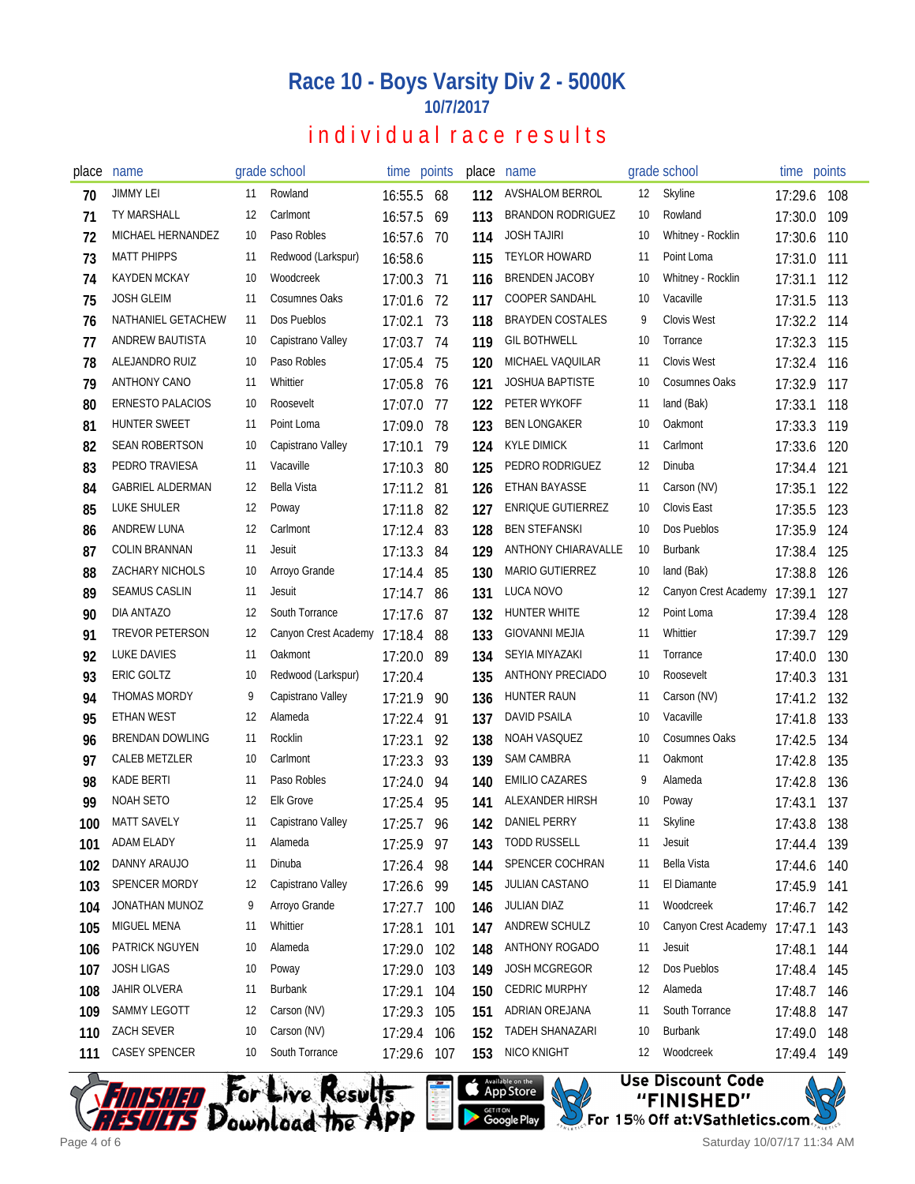# Race 10 - Boys Varsity Div 2 - 5000K

**10/7/2017**

## individual race results

| place | name | grade | school | time | points |
|---|---|---|---|---|---|
| 70 | JIMMY LEI | 11 | Rowland | 16:55.5 | 68 |
| 71 | TY MARSHALL | 12 | Carlmont | 16:57.5 | 69 |
| 72 | MICHAEL HERNANDEZ | 10 | Paso Robles | 16:57.6 | 70 |
| 73 | MATT PHIPPS | 11 | Redwood (Larkspur) | 16:58.6 | |
| 74 | KAYDEN MCKAY | 10 | Woodcreek | 17:00.3 | 71 |
| 75 | JOSH GLEIM | 11 | Cosumnes Oaks | 17:01.6 | 72 |
| 76 | NATHANIEL GETACHEW | 11 | Dos Pueblos | 17:02.1 | 73 |
| 77 | ANDREW BAUTISTA | 10 | Capistrano Valley | 17:03.7 | 74 |
| 78 | ALEJANDRO RUIZ | 10 | Paso Robles | 17:05.4 | 75 |
| 79 | ANTHONY CANO | 11 | Whittier | 17:05.8 | 76 |
| 80 | ERNESTO PALACIOS | 10 | Roosevelt | 17:07.0 | 77 |
| 81 | HUNTER SWEET | 11 | Point Loma | 17:09.0 | 78 |
| 82 | SEAN ROBERTSON | 10 | Capistrano Valley | 17:10.1 | 79 |
| 83 | PEDRO TRAVIESA | 11 | Vacaville | 17:10.3 | 80 |
| 84 | GABRIEL ALDERMAN | 12 | Bella Vista | 17:11.2 | 81 |
| 85 | LUKE SHULER | 12 | Poway | 17:11.8 | 82 |
| 86 | ANDREW LUNA | 12 | Carlmont | 17:12.4 | 83 |
| 87 | COLIN BRANNAN | 11 | Jesuit | 17:13.3 | 84 |
| 88 | ZACHARY NICHOLS | 10 | Arroyo Grande | 17:14.4 | 85 |
| 89 | SEAMUS CASLIN | 11 | Jesuit | 17:14.7 | 86 |
| 90 | DIA ANTAZO | 12 | South Torrance | 17:17.6 | 87 |
| 91 | TREVOR PETERSON | 12 | Canyon Crest Academy | 17:18.4 | 88 |
| 92 | LUKE DAVIES | 11 | Oakmont | 17:20.0 | 89 |
| 93 | ERIC GOLTZ | 10 | Redwood (Larkspur) | 17:20.4 | |
| 94 | THOMAS MORDY | 9 | Capistrano Valley | 17:21.9 | 90 |
| 95 | ETHAN WEST | 12 | Alameda | 17:22.4 | 91 |
| 96 | BRENDAN DOWLING | 11 | Rocklin | 17:23.1 | 92 |
| 97 | CALEB METZLER | 10 | Carlmont | 17:23.3 | 93 |
| 98 | KADE BERTI | 11 | Paso Robles | 17:24.0 | 94 |
| 99 | NOAH SETO | 12 | Elk Grove | 17:25.4 | 95 |
| 100 | MATT SAVELY | 11 | Capistrano Valley | 17:25.7 | 96 |
| 101 | ADAM ELADY | 11 | Alameda | 17:25.9 | 97 |
| 102 | DANNY ARAUJO | 11 | Dinuba | 17:26.4 | 98 |
| 103 | SPENCER MORDY | 12 | Capistrano Valley | 17:26.6 | 99 |
| 104 | JONATHAN MUNOZ | 9 | Arroyo Grande | 17:27.7 | 100 |
| 105 | MIGUEL MENA | 11 | Whittier | 17:28.1 | 101 |
| 106 | PATRICK NGUYEN | 10 | Alameda | 17:29.0 | 102 |
| 107 | JOSH LIGAS | 10 | Poway | 17:29.0 | 103 |
| 108 | JAHIR OLVERA | 11 | Burbank | 17:29.1 | 104 |
| 109 | SAMMY LEGOTT | 12 | Carson (NV) | 17:29.3 | 105 |
| 110 | ZACH SEVER | 10 | Carson (NV) | 17:29.4 | 106 |
| 111 | CASEY SPENCER | 10 | South Torrance | 17:29.6 | 107 |
| 112 | AVSHALOM BERROL | 12 | Skyline | 17:29.6 | 108 |
| 113 | BRANDON RODRIGUEZ | 10 | Rowland | 17:30.0 | 109 |
| 114 | JOSH TAJIRI | 10 | Whitney - Rocklin | 17:30.6 | 110 |
| 115 | TEYLOR HOWARD | 11 | Point Loma | 17:31.0 | 111 |
| 116 | BRENDEN JACOBY | 10 | Whitney - Rocklin | 17:31.1 | 112 |
| 117 | COOPER SANDAHL | 10 | Vacaville | 17:31.5 | 113 |
| 118 | BRAYDEN COSTALES | 9 | Clovis West | 17:32.2 | 114 |
| 119 | GIL BOTHWELL | 10 | Torrance | 17:32.3 | 115 |
| 120 | MICHAEL VAQUILAR | 11 | Clovis West | 17:32.4 | 116 |
| 121 | JOSHUA BAPTISTE | 10 | Cosumnes Oaks | 17:32.9 | 117 |
| 122 | PETER WYKOFF | 11 | land (Bak) | 17:33.1 | 118 |
| 123 | BEN LONGAKER | 10 | Oakmont | 17:33.3 | 119 |
| 124 | KYLE DIMICK | 11 | Carlmont | 17:33.6 | 120 |
| 125 | PEDRO RODRIGUEZ | 12 | Dinuba | 17:34.4 | 121 |
| 126 | ETHAN BAYASSE | 11 | Carson (NV) | 17:35.1 | 122 |
| 127 | ENRIQUE GUTIERREZ | 10 | Clovis East | 17:35.5 | 123 |
| 128 | BEN STEFANSKI | 10 | Dos Pueblos | 17:35.9 | 124 |
| 129 | ANTHONY CHIARAVALLE | 10 | Burbank | 17:38.4 | 125 |
| 130 | MARIO GUTIERREZ | 10 | land (Bak) | 17:38.8 | 126 |
| 131 | LUCA NOVO | 12 | Canyon Crest Academy | 17:39.1 | 127 |
| 132 | HUNTER WHITE | 12 | Point Loma | 17:39.4 | 128 |
| 133 | GIOVANNI MEJIA | 11 | Whittier | 17:39.7 | 129 |
| 134 | SEYIA MIYAZAKI | 11 | Torrance | 17:40.0 | 130 |
| 135 | ANTHONY PRECIADO | 10 | Roosevelt | 17:40.3 | 131 |
| 136 | HUNTER RAUN | 11 | Carson (NV) | 17:41.2 | 132 |
| 137 | DAVID PSAILA | 10 | Vacaville | 17:41.8 | 133 |
| 138 | NOAH VASQUEZ | 10 | Cosumnes Oaks | 17:42.5 | 134 |
| 139 | SAM CAMBRA | 11 | Oakmont | 17:42.8 | 135 |
| 140 | EMILIO CAZARES | 9 | Alameda | 17:42.8 | 136 |
| 141 | ALEXANDER HIRSH | 10 | Poway | 17:43.1 | 137 |
| 142 | DANIEL PERRY | 11 | Skyline | 17:43.8 | 138 |
| 143 | TODD RUSSELL | 11 | Jesuit | 17:44.4 | 139 |
| 144 | SPENCER COCHRAN | 11 | Bella Vista | 17:44.6 | 140 |
| 145 | JULIAN CASTANO | 11 | El Diamante | 17:45.9 | 141 |
| 146 | JULIAN DIAZ | 11 | Woodcreek | 17:46.7 | 142 |
| 147 | ANDREW SCHULZ | 10 | Canyon Crest Academy | 17:47.1 | 143 |
| 148 | ANTHONY ROGADO | 11 | Jesuit | 17:48.1 | 144 |
| 149 | JOSH MCGREGOR | 12 | Dos Pueblos | 17:48.4 | 145 |
| 150 | CEDRIC MURPHY | 12 | Alameda | 17:48.7 | 146 |
| 151 | ADRIAN OREJANA | 11 | South Torrance | 17:48.8 | 147 |
| 152 | TADEH SHANAZARI | 10 | Burbank | 17:49.0 | 148 |
| 153 | NICO KNIGHT | 12 | Woodcreek | 17:49.4 | 149 |

For Live Results Download the APP — Available on the App Store / Get it on Google Play

Use Discount Code "FINISHED" For 15% Off at:VSathletics.com

Saturday 10/07/17 11:34 AM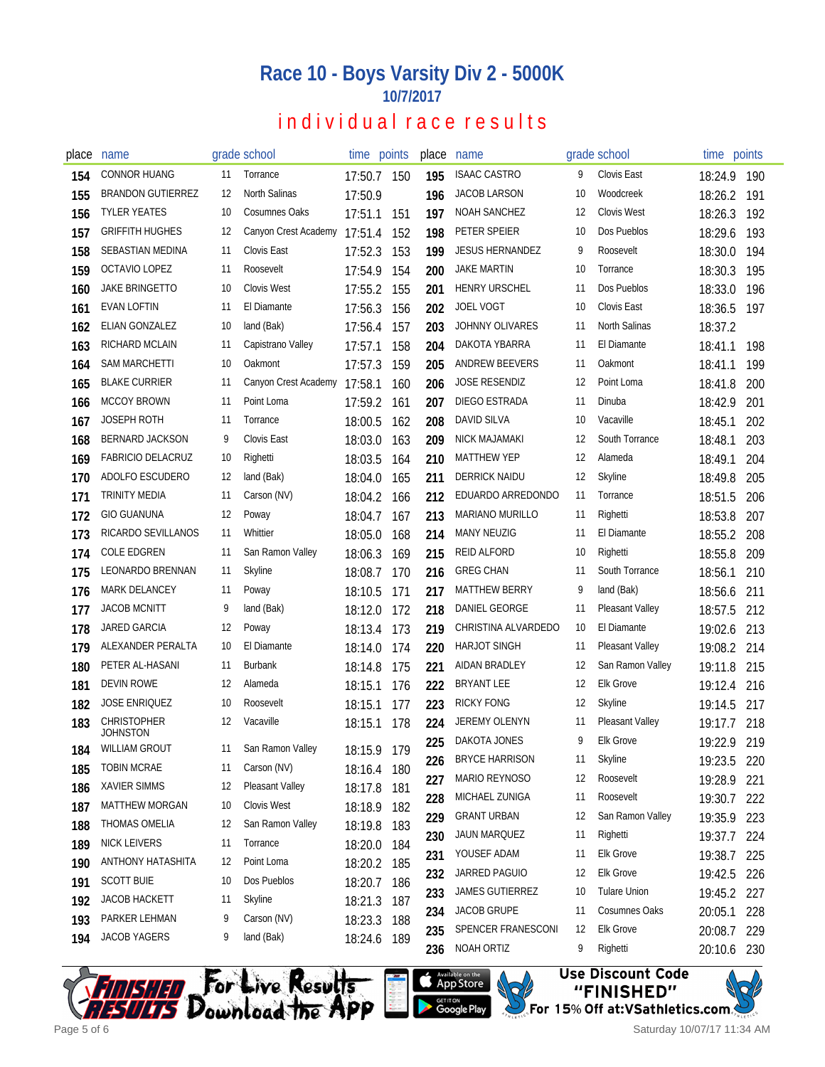# Race 10 - Boys Varsity Div 2 - 5000K

## 10/7/2017

## individual race results

| place | name | grade | school | time | points |
|---|---|---|---|---|---|
| 154 | CONNOR HUANG | 11 | Torrance | 17:50.7 | 150 |
| 155 | BRANDON GUTIERREZ | 12 | North Salinas | 17:50.9 | |
| 156 | TYLER YEATES | 10 | Cosumnes Oaks | 17:51.1 | 151 |
| 157 | GRIFFITH HUGHES | 12 | Canyon Crest Academy | 17:51.4 | 152 |
| 158 | SEBASTIAN MEDINA | 11 | Clovis East | 17:52.3 | 153 |
| 159 | OCTAVIO LOPEZ | 11 | Roosevelt | 17:54.9 | 154 |
| 160 | JAKE BRINGETTO | 10 | Clovis West | 17:55.2 | 155 |
| 161 | EVAN LOFTIN | 11 | El Diamante | 17:56.3 | 156 |
| 162 | ELIAN GONZALEZ | 10 | land (Bak) | 17:56.4 | 157 |
| 163 | RICHARD MCLAIN | 11 | Capistrano Valley | 17:57.1 | 158 |
| 164 | SAM MARCHETTI | 10 | Oakmont | 17:57.3 | 159 |
| 165 | BLAKE CURRIER | 11 | Canyon Crest Academy | 17:58.1 | 160 |
| 166 | MCCOY BROWN | 11 | Point Loma | 17:59.2 | 161 |
| 167 | JOSEPH ROTH | 11 | Torrance | 18:00.5 | 162 |
| 168 | BERNARD JACKSON | 9 | Clovis East | 18:03.0 | 163 |
| 169 | FABRICIO DELACRUZ | 10 | Righetti | 18:03.5 | 164 |
| 170 | ADOLFO ESCUDERO | 12 | land (Bak) | 18:04.0 | 165 |
| 171 | TRINITY MEDIA | 11 | Carson (NV) | 18:04.2 | 166 |
| 172 | GIO GUANUNA | 12 | Poway | 18:04.7 | 167 |
| 173 | RICARDO SEVILLANOS | 11 | Whittier | 18:05.0 | 168 |
| 174 | COLE EDGREN | 11 | San Ramon Valley | 18:06.3 | 169 |
| 175 | LEONARDO BRENNAN | 11 | Skyline | 18:08.7 | 170 |
| 176 | MARK DELANCEY | 11 | Poway | 18:10.5 | 171 |
| 177 | JACOB MCNITT | 9 | land (Bak) | 18:12.0 | 172 |
| 178 | JARED GARCIA | 12 | Poway | 18:13.4 | 173 |
| 179 | ALEXANDER PERALTA | 10 | El Diamante | 18:14.0 | 174 |
| 180 | PETER AL-HASANI | 11 | Burbank | 18:14.8 | 175 |
| 181 | DEVIN ROWE | 12 | Alameda | 18:15.1 | 176 |
| 182 | JOSE ENRIQUEZ | 10 | Roosevelt | 18:15.1 | 177 |
| 183 | CHRISTOPHER JOHNSTON | 12 | Vacaville | 18:15.1 | 178 |
| 184 | WILLIAM GROUT | 11 | San Ramon Valley | 18:15.9 | 179 |
| 185 | TOBIN MCRAE | 11 | Carson (NV) | 18:16.4 | 180 |
| 186 | XAVIER SIMMS | 12 | Pleasant Valley | 18:17.8 | 181 |
| 187 | MATTHEW MORGAN | 10 | Clovis West | 18:18.9 | 182 |
| 188 | THOMAS OMELIA | 12 | San Ramon Valley | 18:19.8 | 183 |
| 189 | NICK LEIVERS | 11 | Torrance | 18:20.0 | 184 |
| 190 | ANTHONY HATASHITA | 12 | Point Loma | 18:20.2 | 185 |
| 191 | SCOTT BUIE | 10 | Dos Pueblos | 18:20.7 | 186 |
| 192 | JACOB HACKETT | 11 | Skyline | 18:21.3 | 187 |
| 193 | PARKER LEHMAN | 9 | Carson (NV) | 18:23.3 | 188 |
| 194 | JACOB YAGERS | 9 | land (Bak) | 18:24.6 | 189 |
| 195 | ISAAC CASTRO | 9 | Clovis East | 18:24.9 | 190 |
| 196 | JACOB LARSON | 10 | Woodcreek | 18:26.2 | 191 |
| 197 | NOAH SANCHEZ | 12 | Clovis West | 18:26.3 | 192 |
| 198 | PETER SPEIER | 10 | Dos Pueblos | 18:29.6 | 193 |
| 199 | JESUS HERNANDEZ | 9 | Roosevelt | 18:30.0 | 194 |
| 200 | JAKE MARTIN | 10 | Torrance | 18:30.3 | 195 |
| 201 | HENRY URSCHEL | 11 | Dos Pueblos | 18:33.0 | 196 |
| 202 | JOEL VOGT | 10 | Clovis East | 18:36.5 | 197 |
| 203 | JOHNNY OLIVARES | 11 | North Salinas | 18:37.2 | |
| 204 | DAKOTA YBARRA | 11 | El Diamante | 18:41.1 | 198 |
| 205 | ANDREW BEEVERS | 11 | Oakmont | 18:41.1 | 199 |
| 206 | JOSE RESENDIZ | 12 | Point Loma | 18:41.8 | 200 |
| 207 | DIEGO ESTRADA | 11 | Dinuba | 18:42.9 | 201 |
| 208 | DAVID SILVA | 10 | Vacaville | 18:45.1 | 202 |
| 209 | NICK MAJAMAKI | 12 | South Torrance | 18:48.1 | 203 |
| 210 | MATTHEW YEP | 12 | Alameda | 18:49.1 | 204 |
| 211 | DERRICK NAIDU | 12 | Skyline | 18:49.8 | 205 |
| 212 | EDUARDO ARREDONDO | 11 | Torrance | 18:51.5 | 206 |
| 213 | MARIANO MURILLO | 11 | Righetti | 18:53.8 | 207 |
| 214 | MANY NEUZIG | 11 | El Diamante | 18:55.2 | 208 |
| 215 | REID ALFORD | 10 | Righetti | 18:55.8 | 209 |
| 216 | GREG CHAN | 11 | South Torrance | 18:56.1 | 210 |
| 217 | MATTHEW BERRY | 9 | land (Bak) | 18:56.6 | 211 |
| 218 | DANIEL GEORGE | 11 | Pleasant Valley | 18:57.5 | 212 |
| 219 | CHRISTINA ALVARDEDO | 10 | El Diamante | 19:02.6 | 213 |
| 220 | HARJOT SINGH | 11 | Pleasant Valley | 19:08.2 | 214 |
| 221 | AIDAN BRADLEY | 12 | San Ramon Valley | 19:11.8 | 215 |
| 222 | BRYANT LEE | 12 | Elk Grove | 19:12.4 | 216 |
| 223 | RICKY FONG | 12 | Skyline | 19:14.5 | 217 |
| 224 | JEREMY OLENYN | 11 | Pleasant Valley | 19:17.7 | 218 |
| 225 | DAKOTA JONES | 9 | Elk Grove | 19:22.9 | 219 |
| 226 | BRYCE HARRISON | 11 | Skyline | 19:23.5 | 220 |
| 227 | MARIO REYNOSO | 12 | Roosevelt | 19:28.9 | 221 |
| 228 | MICHAEL ZUNIGA | 11 | Roosevelt | 19:30.7 | 222 |
| 229 | GRANT URBAN | 12 | San Ramon Valley | 19:35.9 | 223 |
| 230 | JAUN MARQUEZ | 11 | Righetti | 19:37.7 | 224 |
| 231 | YOUSEF ADAM | 11 | Elk Grove | 19:38.7 | 225 |
| 232 | JARRED PAGUIO | 12 | Elk Grove | 19:42.5 | 226 |
| 233 | JAMES GUTIERREZ | 10 | Tulare Union | 19:45.2 | 227 |
| 234 | JACOB GRUPE | 11 | Cosumnes Oaks | 20:05.1 | 228 |
| 235 | SPENCER FRANESCONI | 12 | Elk Grove | 20:08.7 | 229 |
| 236 | NOAH ORTIZ | 9 | Righetti | 20:10.6 | 230 |

Finished Results — For Live Results Download the App — Available on the App Store / Get it on Google Play

Use Discount Code "FINISHED" For 15% Off at: VSathletics.com

Saturday 10/07/17 11:34 AM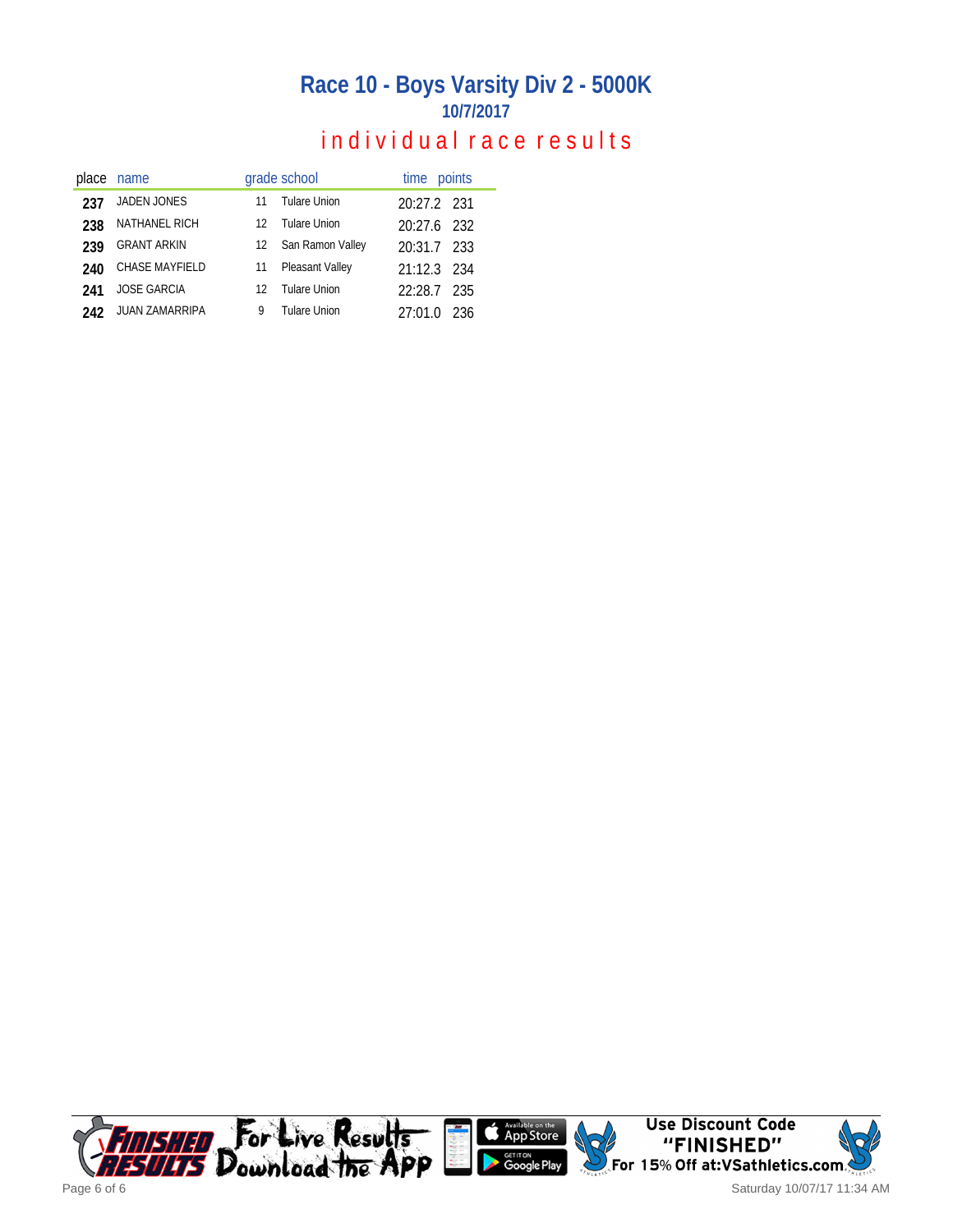# Race 10 - Boys Varsity Div 2 - 5000K

## 10/7/2017

## individual race results

| place | name | grade | school | time | points |
|---|---|---|---|---|---|
| 237 | JADEN JONES | 11 | Tulare Union | 20:27.2 | 231 |
| 238 | NATHANEL RICH | 12 | Tulare Union | 20:27.6 | 232 |
| 239 | GRANT ARKIN | 12 | San Ramon Valley | 20:31.7 | 233 |
| 240 | CHASE MAYFIELD | 11 | Pleasant Valley | 21:12.3 | 234 |
| 241 | JOSE GARCIA | 12 | Tulare Union | 22:28.7 | 235 |
| 242 | JUAN ZAMARRIPA | 9 | Tulare Union | 27:01.0 | 236 |

FINISHED RESULTS For Live Results Download the App

Available on the App Store

GET IT ON Google Play

Use Discount Code "FINISHED" For 15% Off at:VSathletics.com

Saturday 10/07/17 11:34 AM